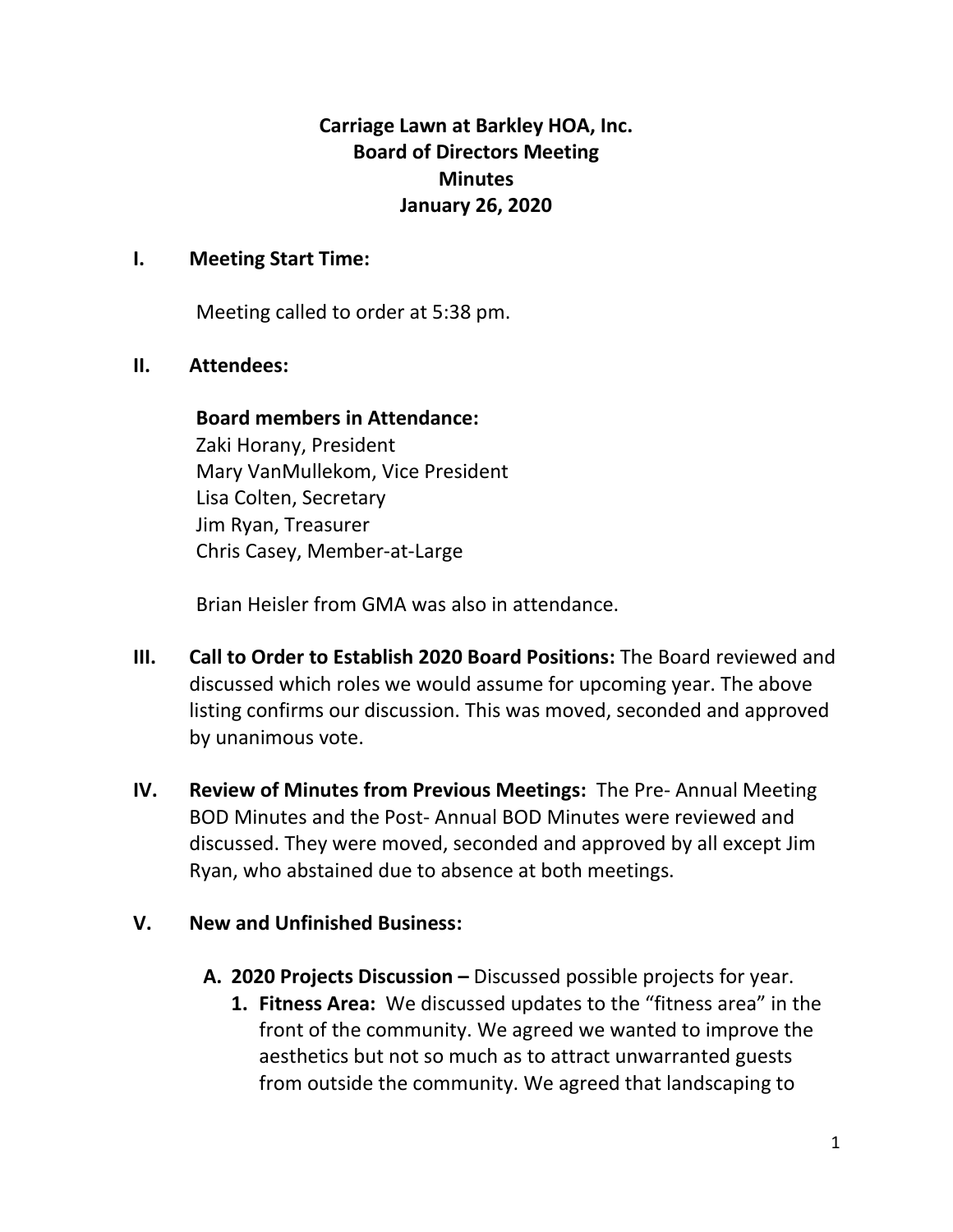# Carriage Lawn at Barkley HOA, Inc.
# Board of Directors Meeting
# Minutes
# January 26, 2020

## I. Meeting Start Time:

Meeting called to order at 5:38 pm.

## II. Attendees:

**Board members in Attendance:**
Zaki Horany, President
Mary VanMullekom, Vice President
Lisa Colten, Secretary
Jim Ryan, Treasurer
Chris Casey, Member-at-Large

Brian Heisler from GMA was also in attendance.

## III. Call to Order to Establish 2020 Board Positions:

The Board reviewed and discussed which roles we would assume for upcoming year. The above listing confirms our discussion. This was moved, seconded and approved by unanimous vote.

## IV. Review of Minutes from Previous Meetings:

The Pre- Annual Meeting BOD Minutes and the Post- Annual BOD Minutes were reviewed and discussed. They were moved, seconded and approved by all except Jim Ryan, who abstained due to absence at both meetings.

## V. New and Unfinished Business:

**A. 2020 Projects Discussion –** Discussed possible projects for year.

1. **Fitness Area:** We discussed updates to the "fitness area" in the front of the community. We agreed we wanted to improve the aesthetics but not so much as to attract unwarranted guests from outside the community. We agreed that landscaping to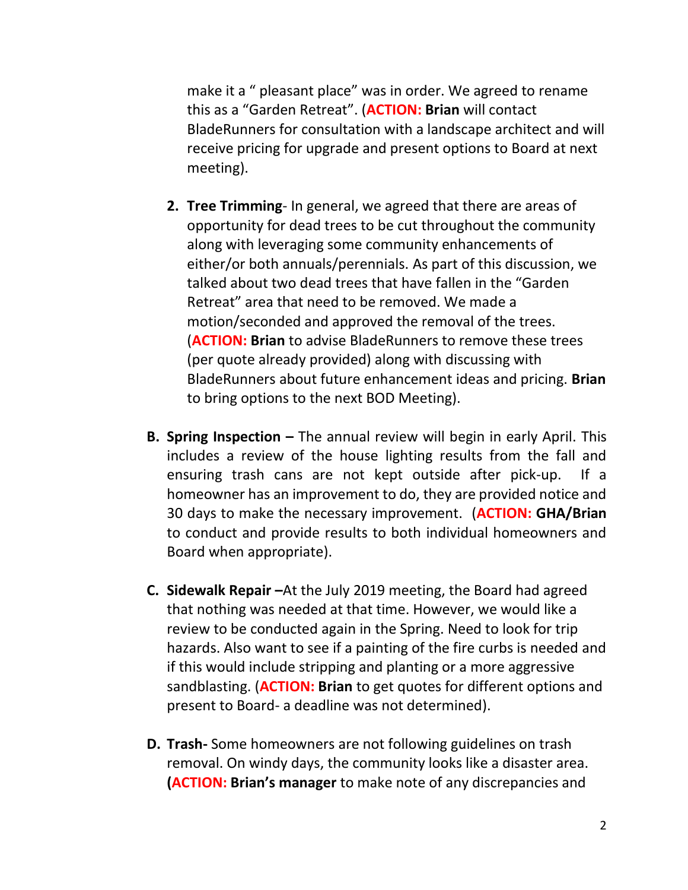make it a " pleasant place" was in order. We agreed to rename this as a "Garden Retreat". (**ACTION: Brian** will contact BladeRunners for consultation with a landscape architect and will receive pricing for upgrade and present options to Board at next meeting).

2. **Tree Trimming**- In general, we agreed that there are areas of opportunity for dead trees to be cut throughout the community along with leveraging some community enhancements of either/or both annuals/perennials. As part of this discussion, we talked about two dead trees that have fallen in the "Garden Retreat" area that need to be removed. We made a motion/seconded and approved the removal of the trees. (**ACTION: Brian** to advise BladeRunners to remove these trees (per quote already provided) along with discussing with BladeRunners about future enhancement ideas and pricing. **Brian** to bring options to the next BOD Meeting).

**B. Spring Inspection –** The annual review will begin in early April. This includes a review of the house lighting results from the fall and ensuring trash cans are not kept outside after pick-up. If a homeowner has an improvement to do, they are provided notice and 30 days to make the necessary improvement. (**ACTION: GHA/Brian** to conduct and provide results to both individual homeowners and Board when appropriate).

**C. Sidewalk Repair –**At the July 2019 meeting, the Board had agreed that nothing was needed at that time. However, we would like a review to be conducted again in the Spring. Need to look for trip hazards. Also want to see if a painting of the fire curbs is needed and if this would include stripping and planting or a more aggressive sandblasting. (**ACTION: Brian** to get quotes for different options and present to Board- a deadline was not determined).

**D. Trash-** Some homeowners are not following guidelines on trash removal. On windy days, the community looks like a disaster area. **(ACTION: Brian's manager** to make note of any discrepancies and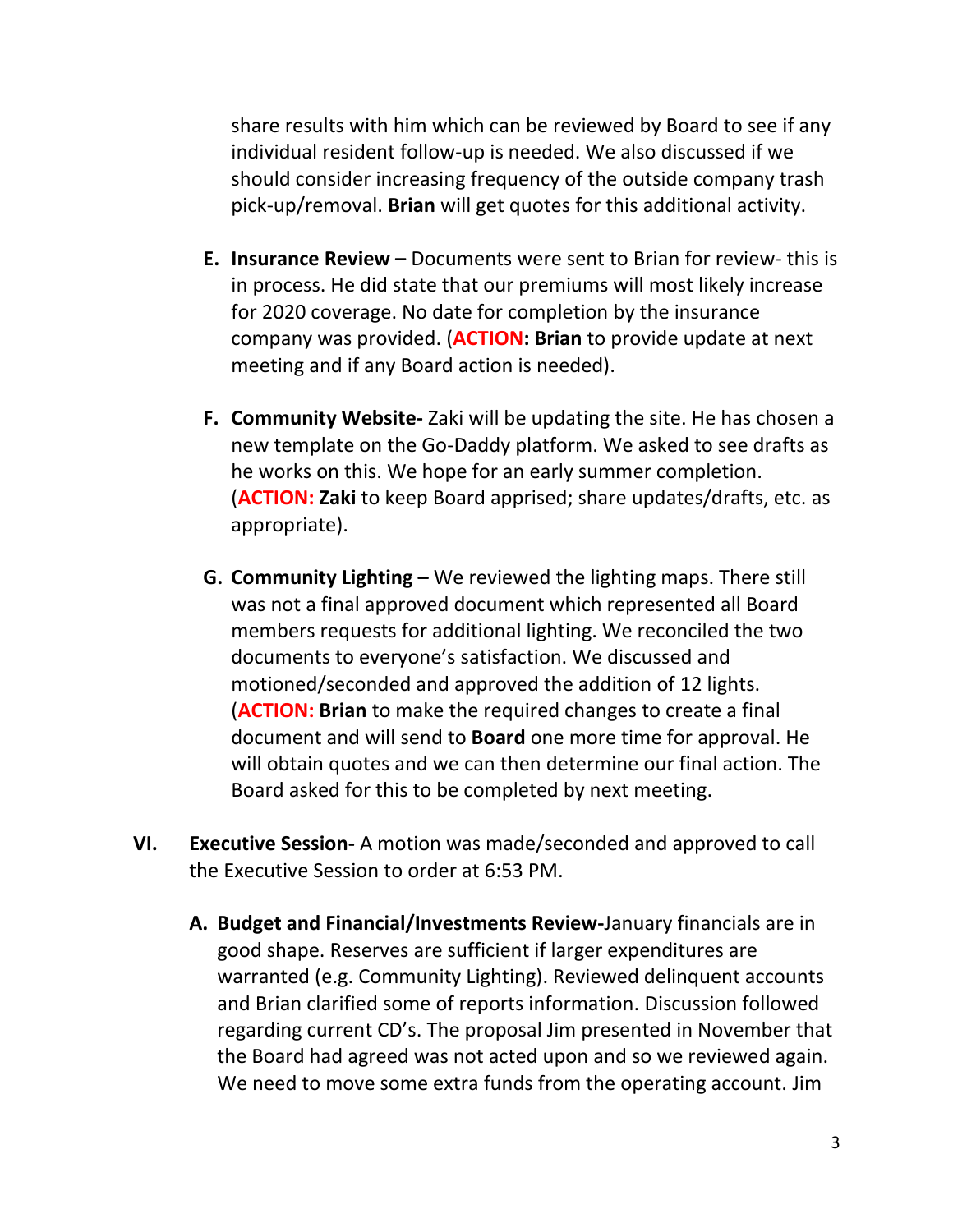share results with him which can be reviewed by Board to see if any individual resident follow-up is needed. We also discussed if we should consider increasing frequency of the outside company trash pick-up/removal. **Brian** will get quotes for this additional activity.

**E. Insurance Review –** Documents were sent to Brian for review- this is in process. He did state that our premiums will most likely increase for 2020 coverage. No date for completion by the insurance company was provided. (**ACTION: Brian** to provide update at next meeting and if any Board action is needed).

**F. Community Website-** Zaki will be updating the site. He has chosen a new template on the Go-Daddy platform. We asked to see drafts as he works on this. We hope for an early summer completion. (**ACTION: Zaki** to keep Board apprised; share updates/drafts, etc. as appropriate).

**G. Community Lighting –** We reviewed the lighting maps. There still was not a final approved document which represented all Board members requests for additional lighting. We reconciled the two documents to everyone's satisfaction. We discussed and motioned/seconded and approved the addition of 12 lights. (**ACTION: Brian** to make the required changes to create a final document and will send to **Board** one more time for approval. He will obtain quotes and we can then determine our final action. The Board asked for this to be completed by next meeting.

**VI. Executive Session-** A motion was made/seconded and approved to call the Executive Session to order at 6:53 PM.

**A. Budget and Financial/Investments Review-**January financials are in good shape. Reserves are sufficient if larger expenditures are warranted (e.g. Community Lighting). Reviewed delinquent accounts and Brian clarified some of reports information. Discussion followed regarding current CD's. The proposal Jim presented in November that the Board had agreed was not acted upon and so we reviewed again. We need to move some extra funds from the operating account. Jim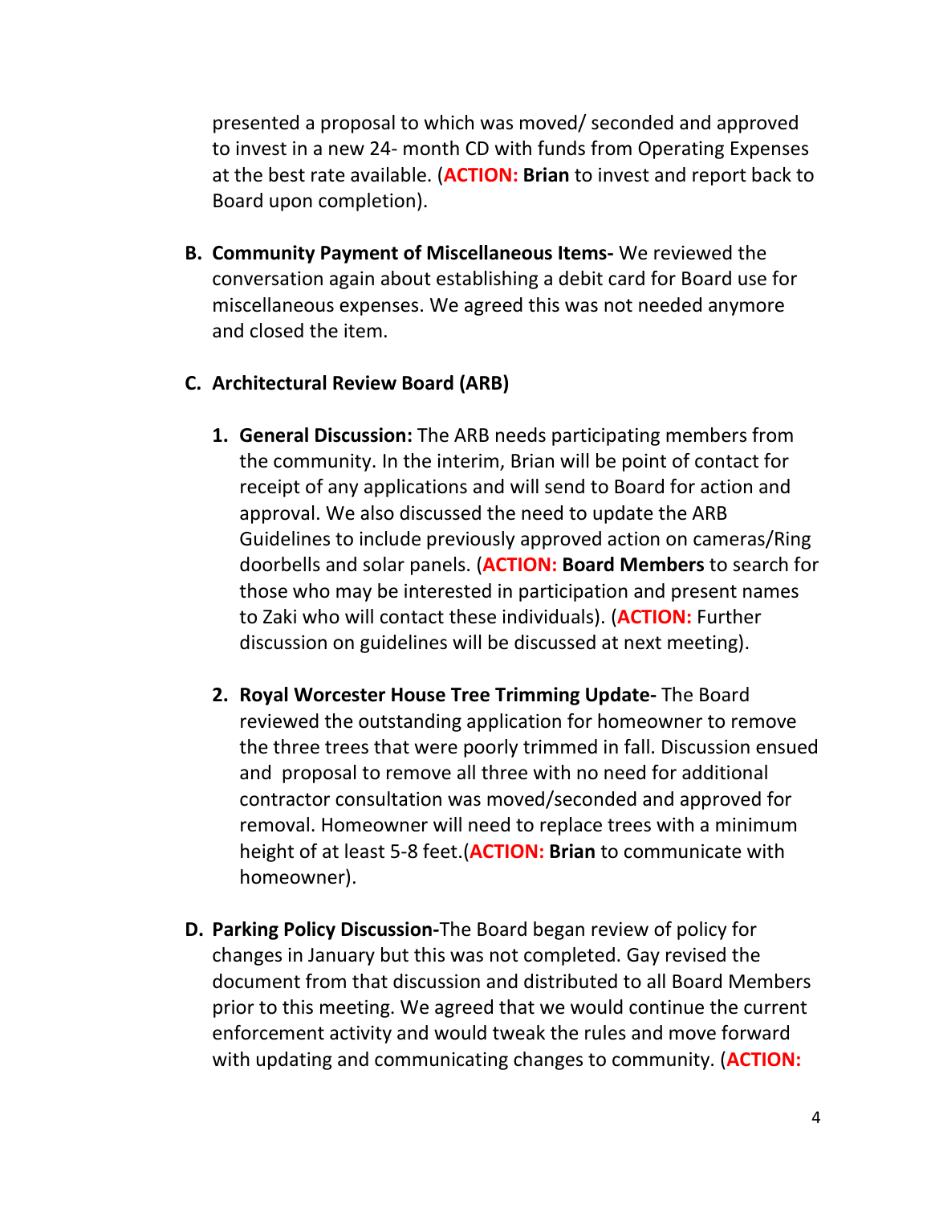presented a proposal to which was moved/ seconded and approved to invest in a new 24- month CD with funds from Operating Expenses at the best rate available. (**ACTION:** **Brian** to invest and report back to Board upon completion).

B. **Community Payment of Miscellaneous Items-** We reviewed the conversation again about establishing a debit card for Board use for miscellaneous expenses. We agreed this was not needed anymore and closed the item.

C. **Architectural Review Board (ARB)**

   1. **General Discussion:** The ARB needs participating members from the community. In the interim, Brian will be point of contact for receipt of any applications and will send to Board for action and approval. We also discussed the need to update the ARB Guidelines to include previously approved action on cameras/Ring doorbells and solar panels. (**ACTION:** **Board Members** to search for those who may be interested in participation and present names to Zaki who will contact these individuals). (**ACTION:** Further discussion on guidelines will be discussed at next meeting).

   2. **Royal Worcester House Tree Trimming Update-** The Board reviewed the outstanding application for homeowner to remove the three trees that were poorly trimmed in fall. Discussion ensued and proposal to remove all three with no need for additional contractor consultation was moved/seconded and approved for removal. Homeowner will need to replace trees with a minimum height of at least 5-8 feet.(**ACTION:** **Brian** to communicate with homeowner).

D. **Parking Policy Discussion-**The Board began review of policy for changes in January but this was not completed. Gay revised the document from that discussion and distributed to all Board Members prior to this meeting. We agreed that we would continue the current enforcement activity and would tweak the rules and move forward with updating and communicating changes to community. (**ACTION:**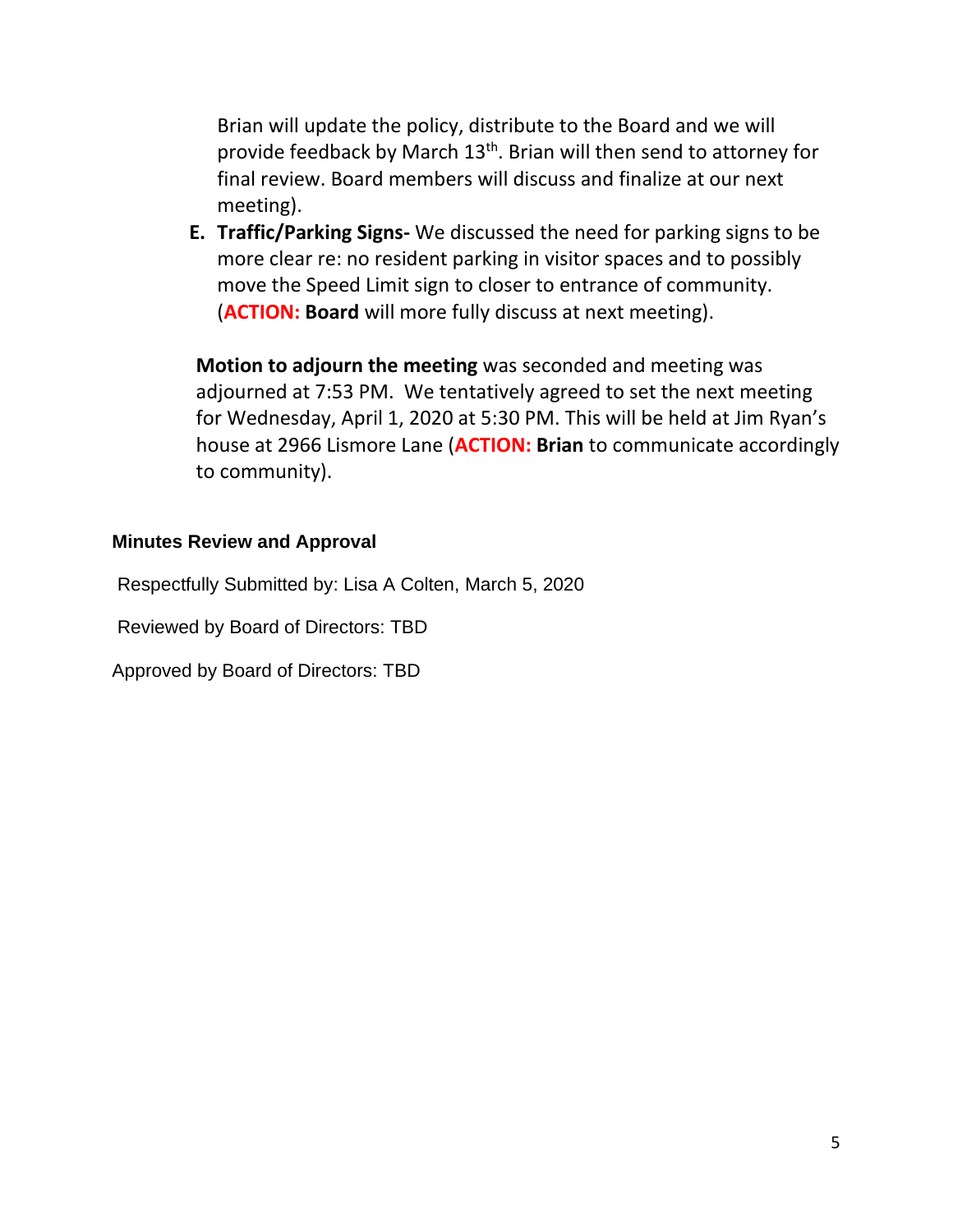Brian will update the policy, distribute to the Board and we will provide feedback by March 13th. Brian will then send to attorney for final review. Board members will discuss and finalize at our next meeting).

**E. Traffic/Parking Signs-** We discussed the need for parking signs to be more clear re: no resident parking in visitor spaces and to possibly move the Speed Limit sign to closer to entrance of community. (**ACTION:** **Board** will more fully discuss at next meeting).

**Motion to adjourn the meeting** was seconded and meeting was adjourned at 7:53 PM. We tentatively agreed to set the next meeting for Wednesday, April 1, 2020 at 5:30 PM. This will be held at Jim Ryan's house at 2966 Lismore Lane (**ACTION:** **Brian** to communicate accordingly to community).

**Minutes Review and Approval**

Respectfully Submitted by: Lisa A Colten, March 5, 2020

Reviewed by Board of Directors: TBD

Approved by Board of Directors: TBD